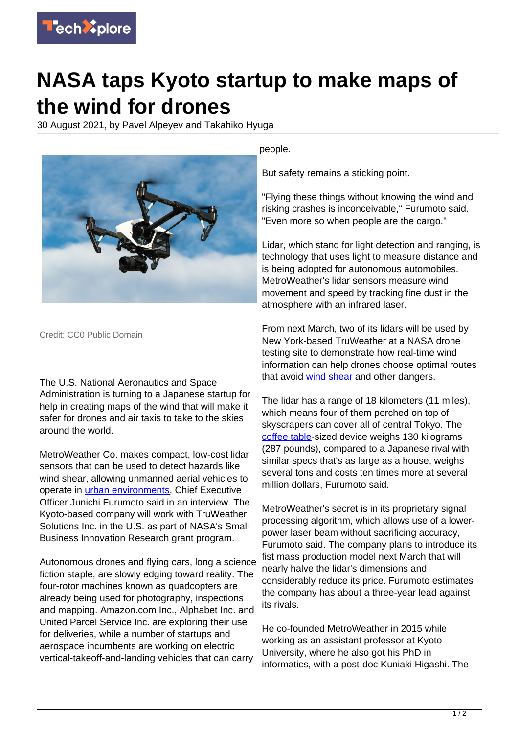# NASA taps Kyoto startup to make maps of the wind for drones

30 August 2021, by Pavel Alpeyev and Takahiko Hyuga

Credit: CC0 Public Domain

The U.S. National Aeronautics and Space Administration is turning to a Japanese startup for help in creating maps of the wind that will make it safer for drones and air taxis to take to the skies around the world.

MetroWeather Co. makes compact, low-cost lidar sensors that can be used to detect hazards like wind shear, allowing unmanned aerial vehicles to operate in urban environments, Chief Executive Officer Junichi Furumoto said in an interview. The Kyoto-based company will work with TruWeather Solutions Inc. in the U.S. as part of NASA's Small Business Innovation Research grant program.

Autonomous drones and flying cars, long a science fiction staple, are slowly edging toward reality. The four-rotor machines known as quadcopters are already being used for photography, inspections and mapping. Amazon.com Inc., Alphabet Inc. and United Parcel Service Inc. are exploring their use for deliveries, while a number of startups and aerospace incumbents are working on electric vertical-takeoff-and-landing vehicles that can carry people.

But safety remains a sticking point.

"Flying these things without knowing the wind and risking crashes is inconceivable," Furumoto said. "Even more so when people are the cargo."

Lidar, which stand for light detection and ranging, is technology that uses light to measure distance and is being adopted for autonomous automobiles. MetroWeather's lidar sensors measure wind movement and speed by tracking fine dust in the atmosphere with an infrared laser.

From next March, two of its lidars will be used by New York-based TruWeather at a NASA drone testing site to demonstrate how real-time wind information can help drones choose optimal routes that avoid wind shear and other dangers.

The lidar has a range of 18 kilometers (11 miles), which means four of them perched on top of skyscrapers can cover all of central Tokyo. The coffee table-sized device weighs 130 kilograms (287 pounds), compared to a Japanese rival with similar specs that's as large as a house, weighs several tons and costs ten times more at several million dollars, Furumoto said.

MetroWeather's secret is in its proprietary signal processing algorithm, which allows use of a lower-power laser beam without sacrificing accuracy, Furumoto said. The company plans to introduce its fist mass production model next March that will nearly halve the lidar's dimensions and considerably reduce its price. Furumoto estimates the company has about a three-year lead against its rivals.

He co-founded MetroWeather in 2015 while working as an assistant professor at Kyoto University, where he also got his PhD in informatics, with a post-doc Kuniaki Higashi. The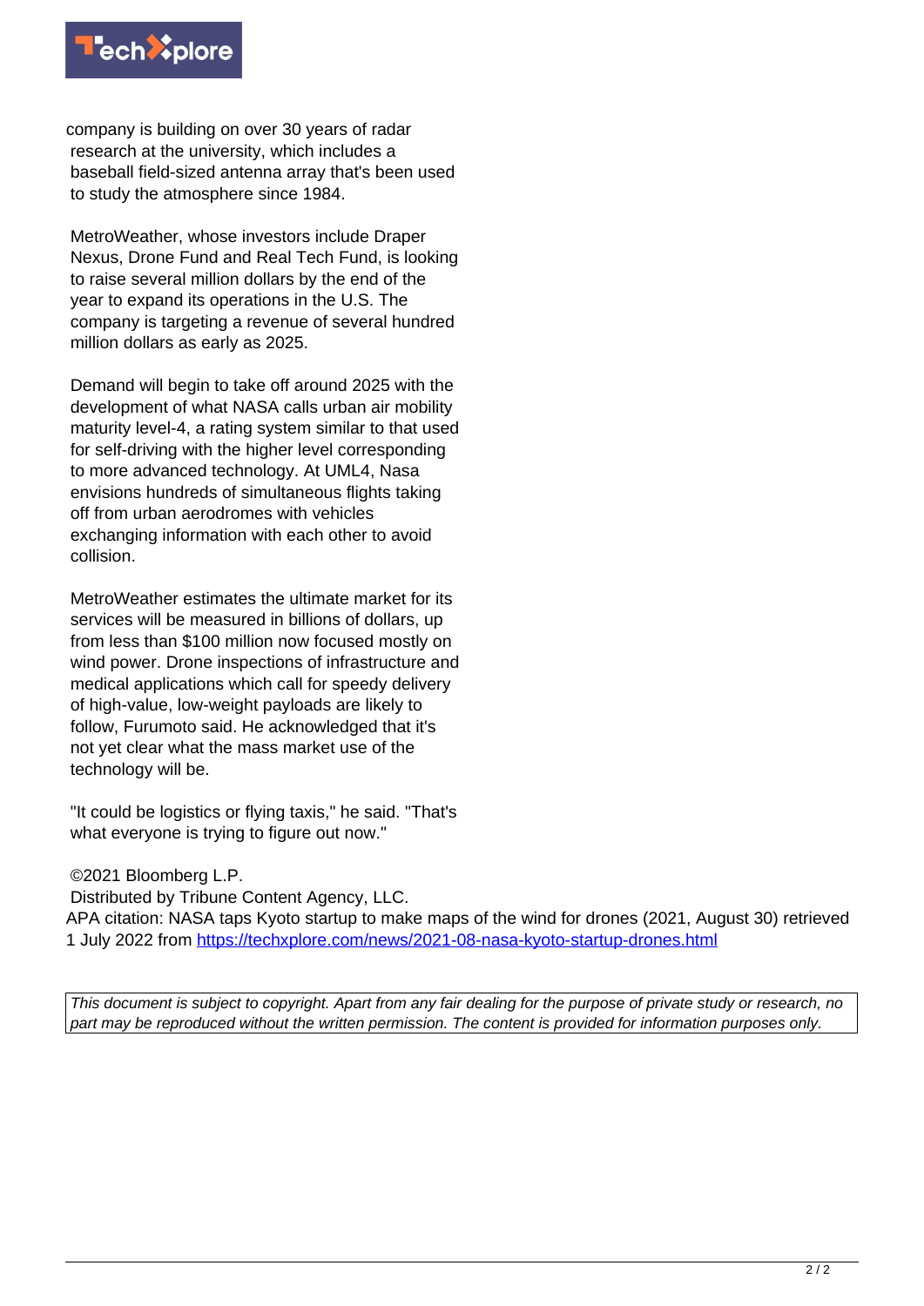company is building on over 30 years of radar research at the university, which includes a baseball field-sized antenna array that's been used to study the atmosphere since 1984.

MetroWeather, whose investors include Draper Nexus, Drone Fund and Real Tech Fund, is looking to raise several million dollars by the end of the year to expand its operations in the U.S. The company is targeting a revenue of several hundred million dollars as early as 2025.

Demand will begin to take off around 2025 with the development of what NASA calls urban air mobility maturity level-4, a rating system similar to that used for self-driving with the higher level corresponding to more advanced technology. At UML4, Nasa envisions hundreds of simultaneous flights taking off from urban aerodromes with vehicles exchanging information with each other to avoid collision.

MetroWeather estimates the ultimate market for its services will be measured in billions of dollars, up from less than $100 million now focused mostly on wind power. Drone inspections of infrastructure and medical applications which call for speedy delivery of high-value, low-weight payloads are likely to follow, Furumoto said. He acknowledged that it's not yet clear what the mass market use of the technology will be.

"It could be logistics or flying taxis," he said. "That's what everyone is trying to figure out now."

©2021 Bloomberg L.P.
Distributed by Tribune Content Agency, LLC.

APA citation: NASA taps Kyoto startup to make maps of the wind for drones (2021, August 30) retrieved 1 July 2022 from https://techxplore.com/news/2021-08-nasa-kyoto-startup-drones.html

*This document is subject to copyright. Apart from any fair dealing for the purpose of private study or research, no part may be reproduced without the written permission. The content is provided for information purposes only.*